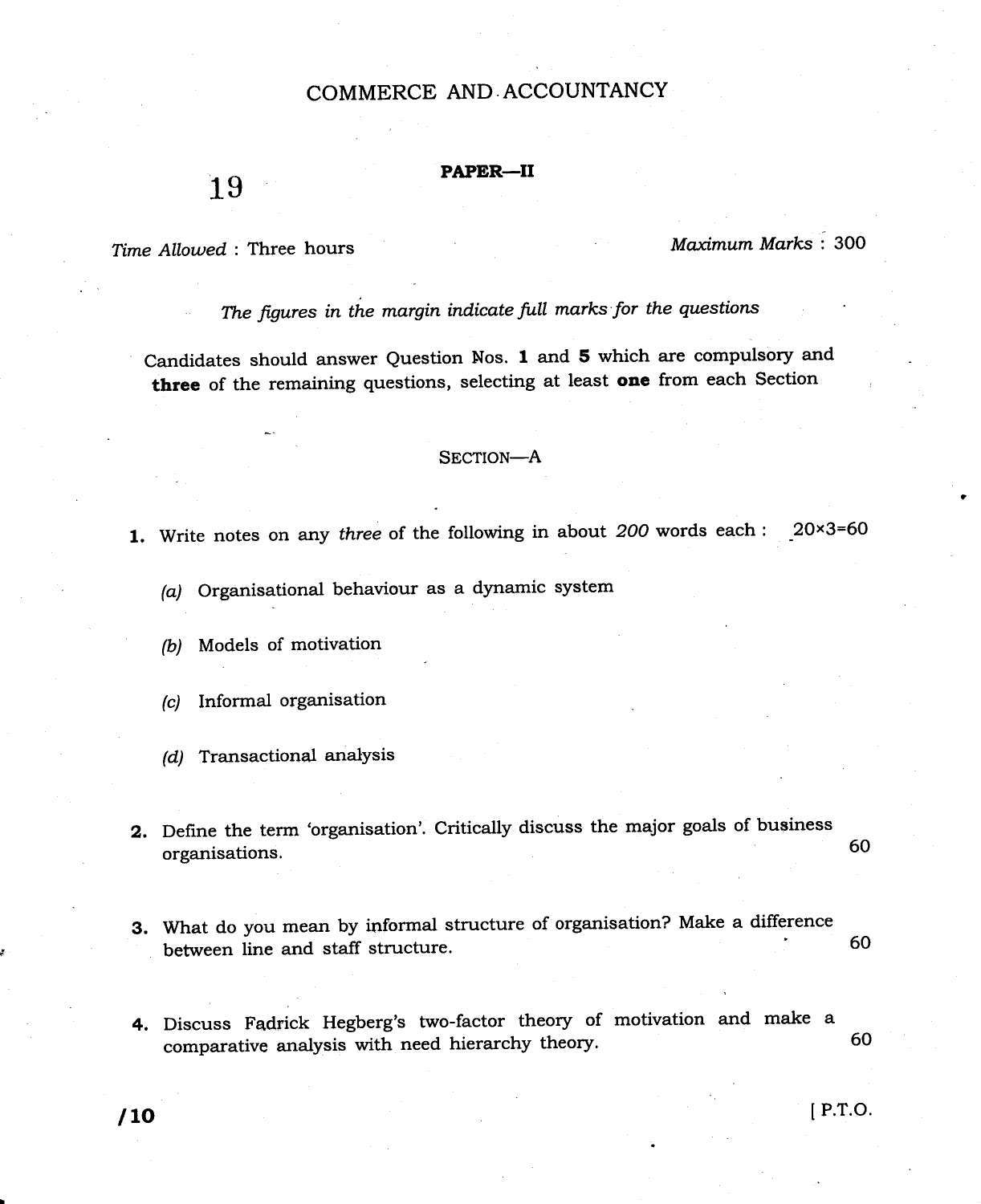# COMMERCE AND ACCOUNTANCY

## PAPER—II

19

*Time Allowed* : Three hours | *Maximum Marks* : 300

*The figures in the margin indicate full marks for the questions*

Candidates should answer Question Nos. **1** and **5** which are compulsory and **three** of the remaining questions, selecting at least **one** from each Section

### SECTION—A

**1.** Write notes on any *three* of the following in about *200* words each : 20×3=60

*(a)* Organisational behaviour as a dynamic system

*(b)* Models of motivation

*(c)* Informal organisation

*(d)* Transactional analysis

**2.** Define the term 'organisation'. Critically discuss the major goals of business organisations. 60

**3.** What do you mean by informal structure of organisation? Make a difference between line and staff structure. 60

**4.** Discuss Fadrick Hegberg's two-factor theory of motivation and make a comparative analysis with need hierarchy theory. 60

[ P.T.O.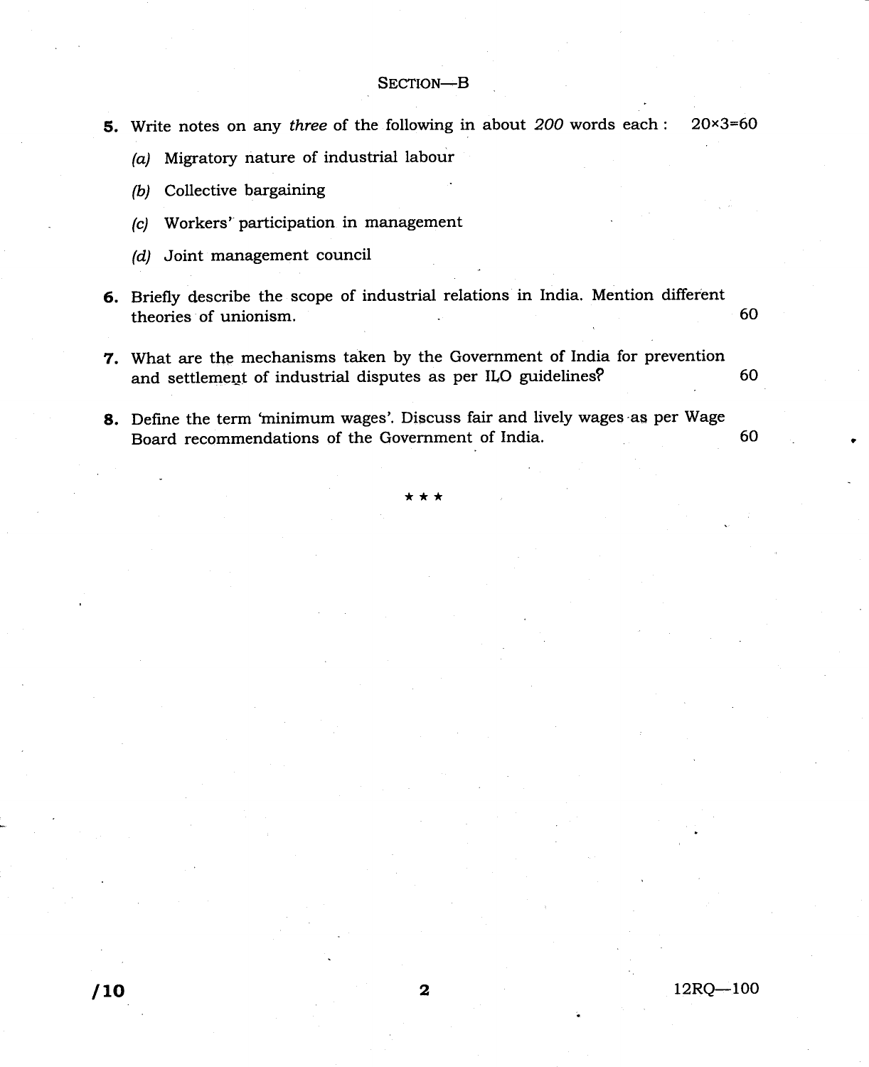## SECTION—B

**5.** Write notes on any *three* of the following in about *200* words each : 20×3=60

   *(a)* Migratory nature of industrial labour

   *(b)* Collective bargaining

   *(c)* Workers' participation in management

   *(d)* Joint management council

**6.** Briefly describe the scope of industrial relations in India. Mention different theories of unionism. 60

**7.** What are the mechanisms taken by the Government of India for prevention and settlement of industrial disputes as per ILO guidelines? 60

**8.** Define the term 'minimum wages'. Discuss fair and lively wages as per Wage Board recommendations of the Government of India. 60

★ ★ ★

/10

12RQ—100